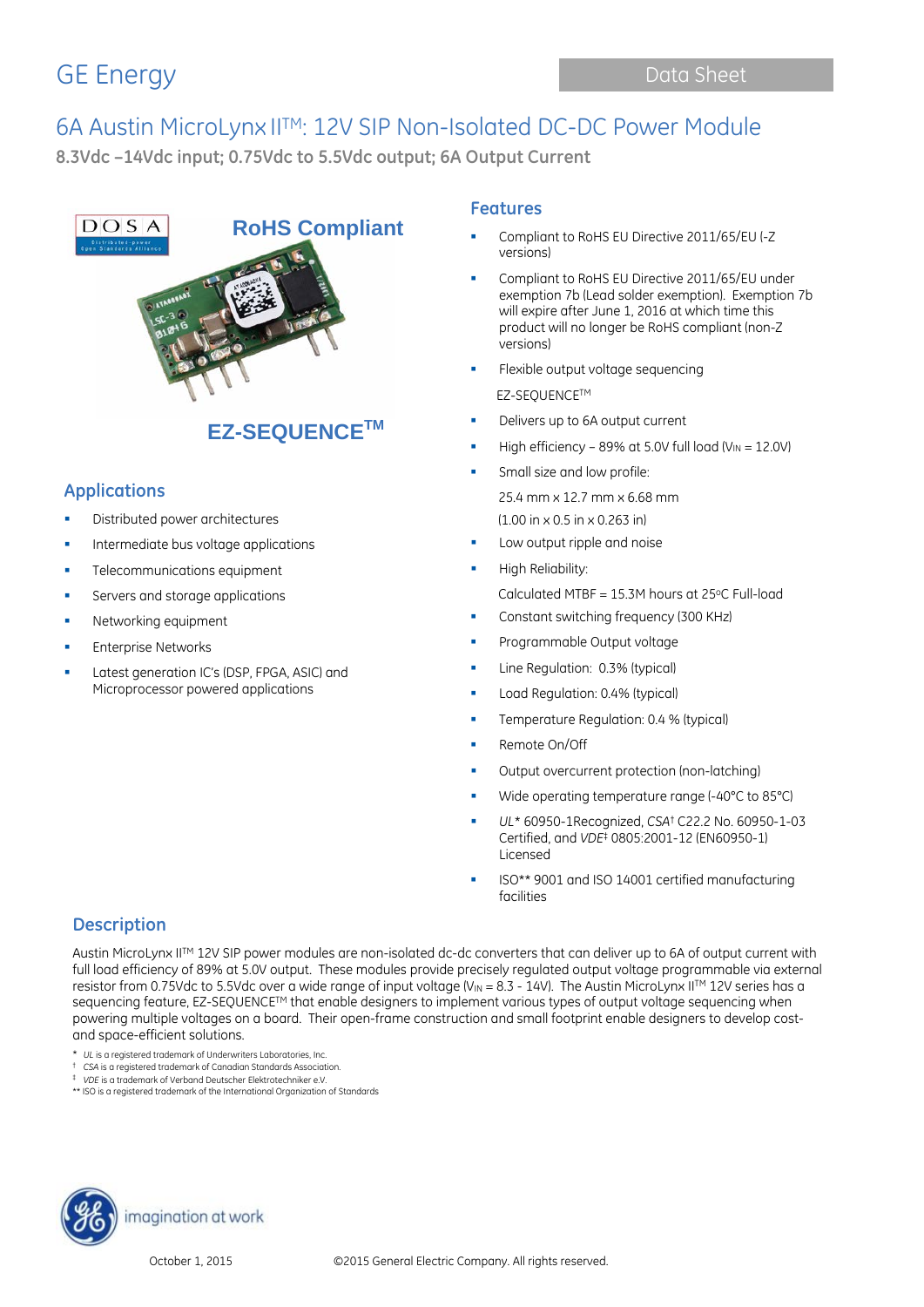GE Energy

Data Sheet

# 6A Austin MicroLynx II$^{TM}$: 12V SIP Non-Isolated DC-DC Power Module

**8.3Vdc –14Vdc input; 0.75Vdc to 5.5Vdc output; 6A Output Current**

**RoHS Compliant**

**EZ-SEQUENCE$^{TM}$**

## Applications

- Distributed power architectures
- Intermediate bus voltage applications
- Telecommunications equipment
- Servers and storage applications
- Networking equipment
- Enterprise Networks
- Latest generation IC's (DSP, FPGA, ASIC) and Microprocessor powered applications

## Features

- Compliant to RoHS EU Directive 2011/65/EU (-Z versions)
- Compliant to RoHS EU Directive 2011/65/EU under exemption 7b (Lead solder exemption). Exemption 7b will expire after June 1, 2016 at which time this product will no longer be RoHS compliant (non-Z versions)
- Flexible output voltage sequencing

  EZ-SEQUENCE$^{TM}$
- Delivers up to 6A output current
- High efficiency – 89% at 5.0V full load ($V_{IN}$ = 12.0V)
- Small size and low profile:

  25.4 mm x 12.7 mm x 6.68 mm

  (1.00 in x 0.5 in x 0.263 in)
- Low output ripple and noise
- High Reliability:

  Calculated MTBF = 15.3M hours at 25°C Full-load
- Constant switching frequency (300 KHz)
- Programmable Output voltage
- Line Regulation: 0.3% (typical)
- Load Regulation: 0.4% (typical)
- Temperature Regulation: 0.4 % (typical)
- Remote On/Off
- Output overcurrent protection (non-latching)
- Wide operating temperature range (-40°C to 85°C)
- *UL** 60950-1Recognized, *CSA*† C22.2 No. 60950-1-03 Certified, and *VDE*‡ 0805:2001-12 (EN60950-1) Licensed
- ISO** 9001 and ISO 14001 certified manufacturing facilities

## Description

Austin MicroLynx II$^{TM}$ 12V SIP power modules are non-isolated dc-dc converters that can deliver up to 6A of output current with full load efficiency of 89% at 5.0V output. These modules provide precisely regulated output voltage programmable via external resistor from 0.75Vdc to 5.5Vdc over a wide range of input voltage ($V_{IN}$ = 8.3 - 14V). The Austin MicroLynx II$^{TM}$ 12V series has a sequencing feature, EZ-SEQUENCE$^{TM}$ that enable designers to implement various types of output voltage sequencing when powering multiple voltages on a board. Their open-frame construction and small footprint enable designers to develop cost- and space-efficient solutions.

\* *UL* is a registered trademark of Underwriters Laboratories, Inc.
† *CSA* is a registered trademark of Canadian Standards Association.
‡ *VDE* is a trademark of Verband Deutscher Elektrotechniker e.V.
** ISO is a registered trademark of the International Organization of Standards

October 1, 2015 ©2015 General Electric Company. All rights reserved.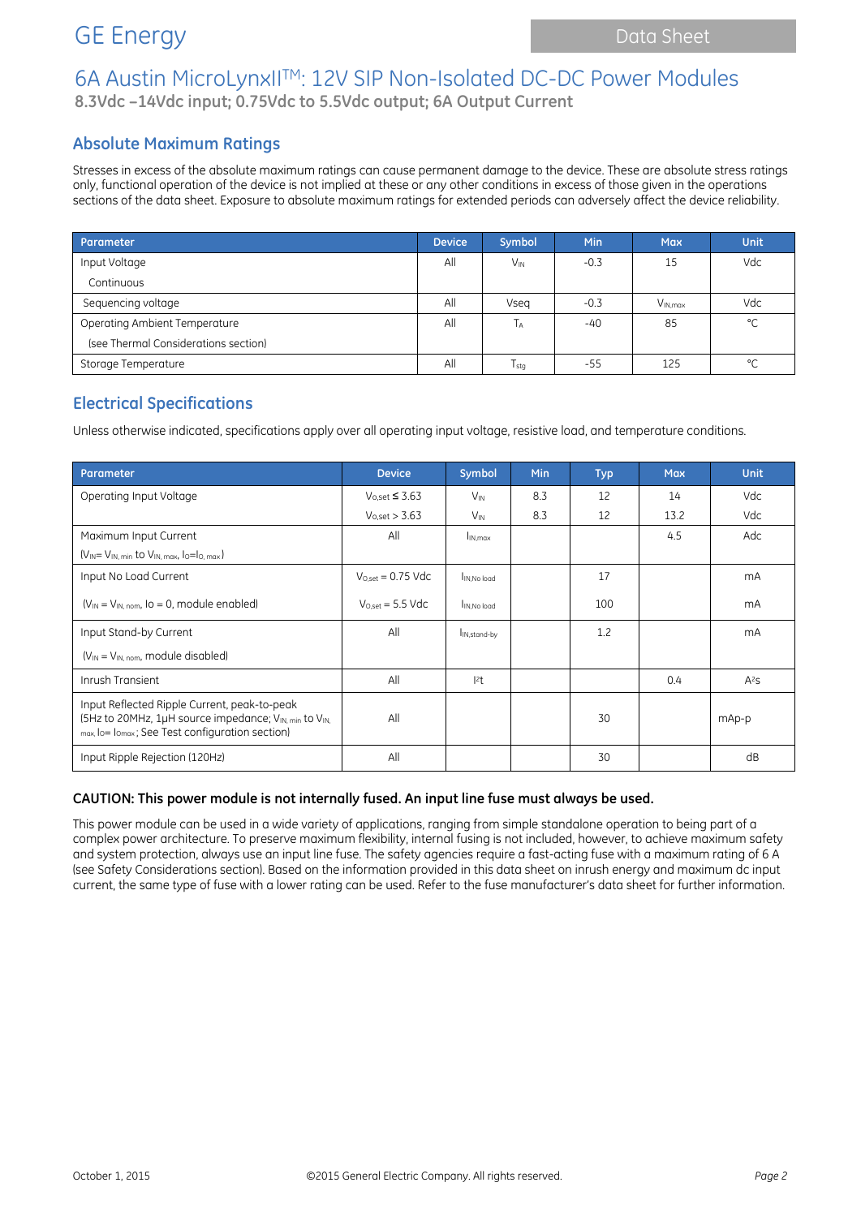# 6A Austin MicroLynxII™: 12V SIP Non-Isolated DC-DC Power Modules

**8.3Vdc –14Vdc input; 0.75Vdc to 5.5Vdc output; 6A Output Current**

## Absolute Maximum Ratings

Stresses in excess of the absolute maximum ratings can cause permanent damage to the device. These are absolute stress ratings only, functional operation of the device is not implied at these or any other conditions in excess of those given in the operations sections of the data sheet. Exposure to absolute maximum ratings for extended periods can adversely affect the device reliability.

| Parameter | Device | Symbol | Min | Max | Unit |
|---|---|---|---|---|---|
| Input Voltage<br>Continuous | All | $V_{IN}$ | -0.3 | 15 | Vdc |
| Sequencing voltage | All | Vseq | -0.3 | $V_{IN,max}$ | Vdc |
| Operating Ambient Temperature<br>(see Thermal Considerations section) | All | $T_A$ | -40 | 85 | °C |
| Storage Temperature | All | $T_{stg}$ | -55 | 125 | °C |

## Electrical Specifications

Unless otherwise indicated, specifications apply over all operating input voltage, resistive load, and temperature conditions.

| Parameter | Device | Symbol | Min | Typ | Max | Unit |
|---|---|---|---|---|---|---|
| Operating Input Voltage | $V_{o,set} \leq 3.63$ | $V_{IN}$ | 8.3 | 12 | 14 | Vdc |
| | $V_{o,set} > 3.63$ | $V_{IN}$ | 8.3 | 12 | 13.2 | Vdc |
| Maximum Input Current<br>($V_{IN}= V_{IN,\,min}$ to $V_{IN,\,max}$, $I_O=I_{O,\,max}$) | All | $I_{IN,max}$ | | | 4.5 | Adc |
| Input No Load Current | $V_{O,set}$ = 0.75 Vdc | $I_{IN,No\ load}$ | | 17 | | mA |
| ($V_{IN} = V_{IN,\,nom}$, Io = 0, module enabled) | $V_{O,set}$ = 5.5 Vdc | $I_{IN,No\ load}$ | | 100 | | mA |
| Input Stand-by Current<br>($V_{IN} = V_{IN,\,nom}$, module disabled) | All | $I_{IN,stand\text{-}by}$ | | 1.2 | | mA |
| Inrush Transient | All | $I^2t$ | | | 0.4 | $A^2s$ |
| Input Reflected Ripple Current, peak-to-peak (5Hz to 20MHz, 1μH source impedance; $V_{IN,\,min}$ to $V_{IN,\,max}$, $I_O= I_{Omax}$ ; See Test configuration section) | All | | | 30 | | mAp-p |
| Input Ripple Rejection (120Hz) | All | | | 30 | | dB |

**CAUTION: This power module is not internally fused. An input line fuse must always be used.**

This power module can be used in a wide variety of applications, ranging from simple standalone operation to being part of a complex power architecture. To preserve maximum flexibility, internal fusing is not included, however, to achieve maximum safety and system protection, always use an input line fuse. The safety agencies require a fast-acting fuse with a maximum rating of 6 A (see Safety Considerations section). Based on the information provided in this data sheet on inrush energy and maximum dc input current, the same type of fuse with a lower rating can be used. Refer to the fuse manufacturer's data sheet for further information.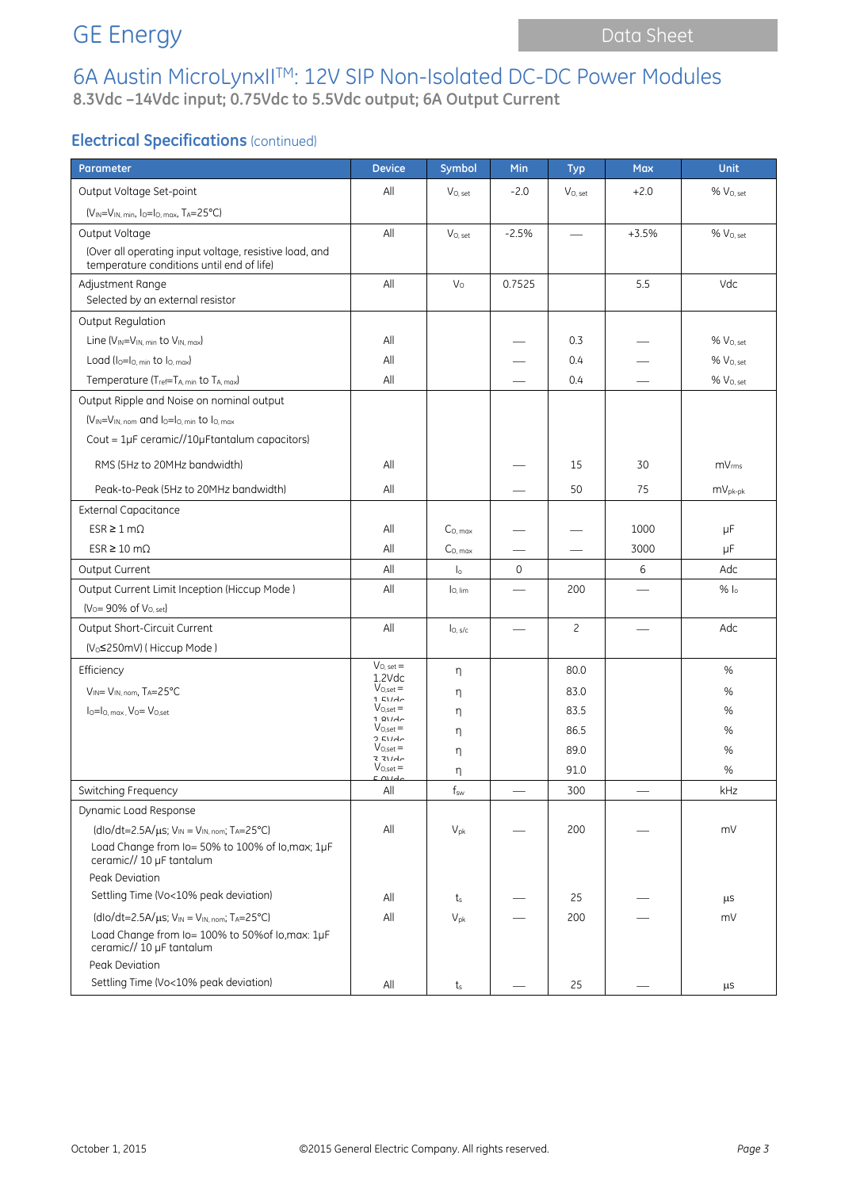# 6A Austin MicroLynxII™: 12V SIP Non-Isolated DC-DC Power Modules

**8.3Vdc –14Vdc input; 0.75Vdc to 5.5Vdc output; 6A Output Current**

## Electrical Specifications (continued)

| Parameter | Device | Symbol | Min | Typ | Max | Unit |
|---|---|---|---|---|---|---|
| Output Voltage Set-point ($V_{IN}$=$V_{IN, min}$, $I_O$=$I_{O, max}$, $T_A$=25°C) | All | $V_{O, set}$ | -2.0 | $V_{O, set}$ | +2.0 | % $V_{O, set}$ |
| Output Voltage (Over all operating input voltage, resistive load, and temperature conditions until end of life) | All | $V_{O, set}$ | -2.5% | — | +3.5% | % $V_{O, set}$ |
| Adjustment Range Selected by an external resistor | All | $V_O$ | 0.7525 | | 5.5 | Vdc |
| Output Regulation | | | | | | |
| Line ($V_{IN}$=$V_{IN, min}$ to $V_{IN, max}$) | All | | — | 0.3 | — | % $V_{O, set}$ |
| Load ($I_O$=$I_{O, min}$ to $I_{O, max}$) | All | | — | 0.4 | — | % $V_{O, set}$ |
| Temperature ($T_{ref}$=$T_{A, min}$ to $T_{A, max}$) | All | | — | 0.4 | — | % $V_{O, set}$ |
| Output Ripple and Noise on nominal output ($V_{IN}$=$V_{IN, nom}$ and $I_O$=$I_{O, min}$ to $I_{O, max}$ Cout = 1µF ceramic//10µFtantalum capacitors) | | | | | | |
| RMS (5Hz to 20MHz bandwidth) | All | | — | 15 | 30 | $mV_{rms}$ |
| Peak-to-Peak (5Hz to 20MHz bandwidth) | All | | — | 50 | 75 | $mV_{pk-pk}$ |
| External Capacitance | | | | | | |
| ESR ≥ 1 mΩ | All | $C_{O, max}$ | — | — | 1000 | µF |
| ESR ≥ 10 mΩ | All | $C_{O, max}$ | — | — | 3000 | µF |
| Output Current | All | $I_o$ | 0 | | 6 | Adc |
| Output Current Limit Inception (Hiccup Mode ) ($V_O$= 90% of $V_{O, set}$) | All | $I_{O, lim}$ | — | 200 | — | % $I_o$ |
| Output Short-Circuit Current ($V_O$≤250mV) ( Hiccup Mode ) | All | $I_{O, s/c}$ | — | 2 | — | Adc |
| Efficiency $V_{IN}$= $V_{IN, nom}$, $T_A$=25°C $I_O$=$I_{O, max}$, $V_O$= $V_{O,set}$ | $V_{O, set}$ = 1.2Vdc | η | | 80.0 | | % |
| | $V_{O,set}$ = 1.5Vdc | η | | 83.0 | | % |
| | $V_{O,set}$ = 1.8Vdc | η | | 83.5 | | % |
| | $V_{O,set}$ = 2.5Vdc | η | | 86.5 | | % |
| | $V_{O,set}$ = 3.3Vdc | η | | 89.0 | | % |
| | $V_{O,set}$ = 5.0Vdc | η | | 91.0 | | % |
| Switching Frequency | All | $f_{sw}$ | — | 300 | — | kHz |
| Dynamic Load Response | | | | | | |
| (dIo/dt=2.5A/µs; $V_{IN}$ = $V_{IN, nom}$; $T_A$=25°C) Load Change from Io= 50% to 100% of Io,max; 1µF ceramic// 10 µF tantalum Peak Deviation | All | $V_{pk}$ | — | 200 | — | mV |
| Settling Time (Vo<10% peak deviation) | All | $t_s$ | — | 25 | — | µs |
| (dIo/dt=2.5A/µs; $V_{IN}$ = $V_{IN, nom}$; $T_A$=25°C) Load Change from Io= 100% to 50%of Io,max: 1µF ceramic// 10 µF tantalum Peak Deviation | All | $V_{pk}$ | — | 200 | — | mV |
| Settling Time (Vo<10% peak deviation) | All | $t_s$ | — | 25 | — | µs |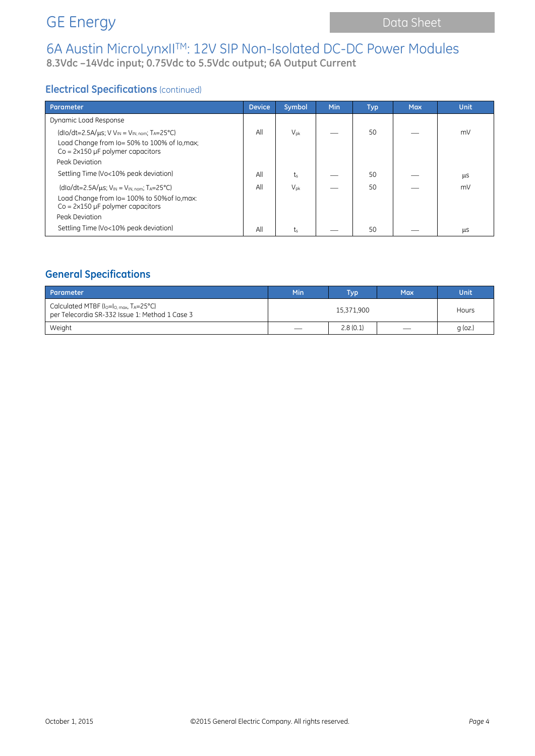## Electrical Specifications (continued)

| Parameter | Device | Symbol | Min | Typ | Max | Unit |
|---|---|---|---|---|---|---|
| Dynamic Load Response | | | | | | |
| ($dIo/dt$=2.5A/µs; V $V_{IN} = V_{IN, nom}$; $T_A$=25°C) Load Change from Io= 50% to 100% of Io,max; Co = 2x150 µF polymer capacitors Peak Deviation | All | $V_{pk}$ | — | 50 | — | mV |
| Settling Time (Vo<10% peak deviation) | All | $t_s$ | — | 50 | — | µs |
| ($dIo/dt$=2.5A/µs; $V_{IN} = V_{IN, nom}$; $T_A$=25°C) Load Change from Io= 100% to 50%of Io,max: Co = 2x150 µF polymer capacitors Peak Deviation | All | $V_{pk}$ | — | 50 | — | mV |
| Settling Time (Vo<10% peak deviation) | All | $t_s$ | — | 50 | — | µs |

## General Specifications

| Parameter | Min | Typ | Max | Unit |
|---|---|---|---|---|
| Calculated MTBF ($I_O$=$I_{O, max}$, $T_A$=25°C) per Telecordia SR-332 Issue 1: Method 1 Case 3 | | 15,371,900 | | Hours |
| Weight | — | 2.8 (0.1) | — | g (oz.) |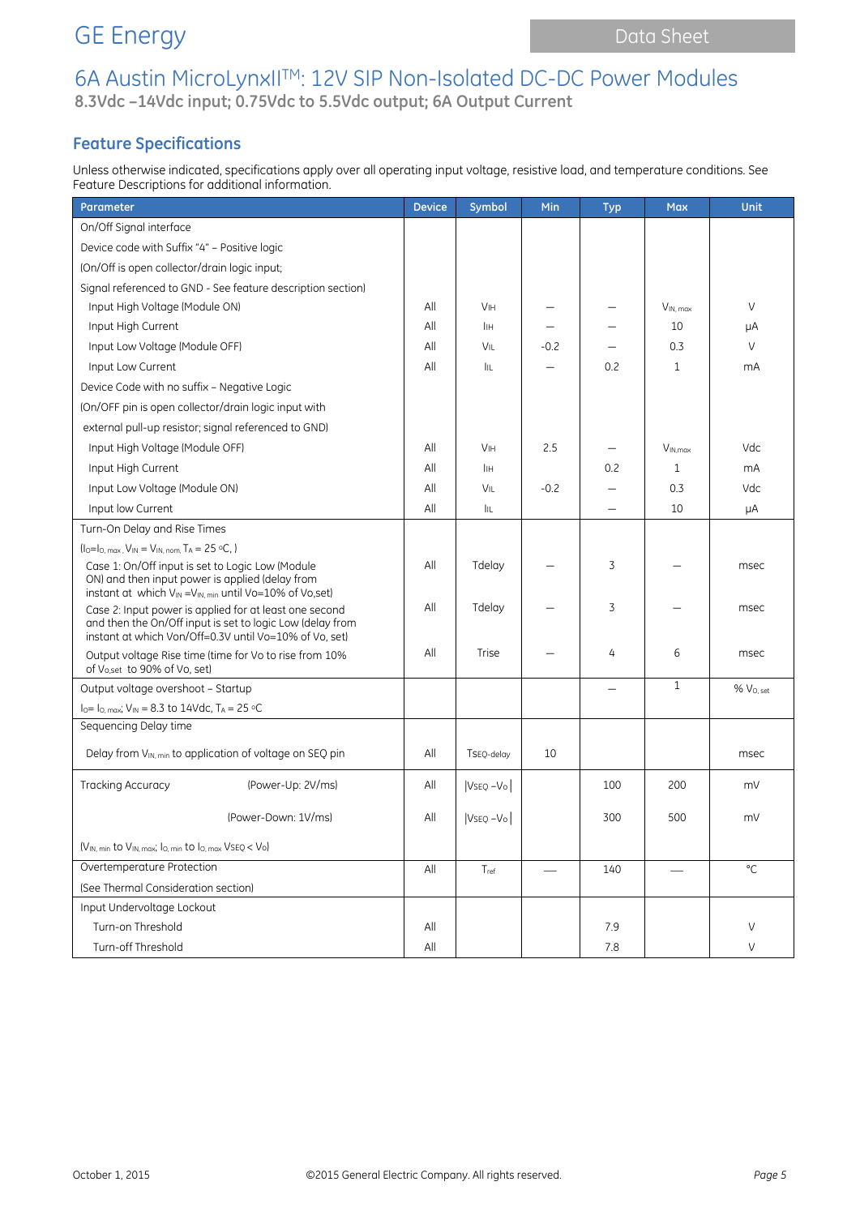GE Energy

# 6A Austin MicroLynxII™: 12V SIP Non-Isolated DC-DC Power Modules

**8.3Vdc –14Vdc input; 0.75Vdc to 5.5Vdc output; 6A Output Current**

## Feature Specifications

Unless otherwise indicated, specifications apply over all operating input voltage, resistive load, and temperature conditions. See Feature Descriptions for additional information.

| Parameter | Device | Symbol | Min | Typ | Max | Unit |
|---|---|---|---|---|---|---|
| On/Off Signal interface | | | | | | |
| Device code with Suffix "4" – Positive logic | | | | | | |
| (On/Off is open collector/drain logic input; | | | | | | |
| Signal referenced to GND - See feature description section) | | | | | | |
| Input High Voltage (Module ON) | All | $V_{IH}$ | — | — | $V_{IN,\,max}$ | V |
| Input High Current | All | $I_{IH}$ | — | — | 10 | µA |
| Input Low Voltage (Module OFF) | All | $V_{IL}$ | -0.2 | — | 0.3 | V |
| Input Low Current | All | $I_{IL}$ | — | 0.2 | 1 | mA |
| Device Code with no suffix – Negative Logic | | | | | | |
| (On/OFF pin is open collector/drain logic input with | | | | | | |
| external pull-up resistor; signal referenced to GND) | | | | | | |
| Input High Voltage (Module OFF) | All | $V_{IH}$ | 2.5 | — | $V_{IN,max}$ | Vdc |
| Input High Current | All | $I_{IH}$ | | 0.2 | 1 | mA |
| Input Low Voltage (Module ON) | All | $V_{IL}$ | -0.2 | — | 0.3 | Vdc |
| Input low Current | All | $I_{IL}$ | | — | 10 | µA |
| Turn-On Delay and Rise Times | | | | | | |
| ($I_O$=$I_{O,\,max}$, $V_{IN}$ = $V_{IN,\,nom}$, $T_A$ = 25 ºC, ) | | | | | | |
| Case 1: On/Off input is set to Logic Low (Module ON) and then input power is applied (delay from instant at which $V_{IN}$ =$V_{IN,\,min}$ until Vo=10% of Vo,set) | All | Tdelay | — | 3 | — | msec |
| Case 2: Input power is applied for at least one second and then the On/Off input is set to logic Low (delay from instant at which Von/Off=0.3V until Vo=10% of Vo, set) | All | Tdelay | — | 3 | — | msec |
| Output voltage Rise time (time for Vo to rise from 10% of $V_{o,set}$ to 90% of Vo, set) | All | Trise | — | 4 | 6 | msec |
| Output voltage overshoot – Startup | | | | — | 1 | % $V_{O,\,set}$ |
| $I_O$= $I_{O,\,max}$; $V_{IN}$ = 8.3 to 14Vdc, $T_A$ = 25 ºC | | | | | | |
| Sequencing Delay time | | | | | | |
| Delay from $V_{IN,\,min}$ to application of voltage on SEQ pin | All | $T_{SEQ\text{-}delay}$ | 10 | | | msec |
| Tracking Accuracy (Power-Up: 2V/ms) | All | $\lvert V_{SEQ} - V_O \rvert$ | | 100 | 200 | mV |
| (Power-Down: 1V/ms) | All | $\lvert V_{SEQ} - V_O \rvert$ | | 300 | 500 | mV |
| ($V_{IN,\,min}$ to $V_{IN,\,max}$; $I_{O,\,min}$ to $I_{O,\,max}$ $V_{SEQ}$ < $V_O$) | | | | | | |
| Overtemperature Protection | All | $T_{ref}$ | — | 140 | — | °C |
| (See Thermal Consideration section) | | | | | | |
| Input Undervoltage Lockout | | | | | | |
| Turn-on Threshold | All | | | 7.9 | | V |
| Turn-off Threshold | All | | | 7.8 | | V |

October 1, 2015 ©2015 General Electric Company. All rights reserved.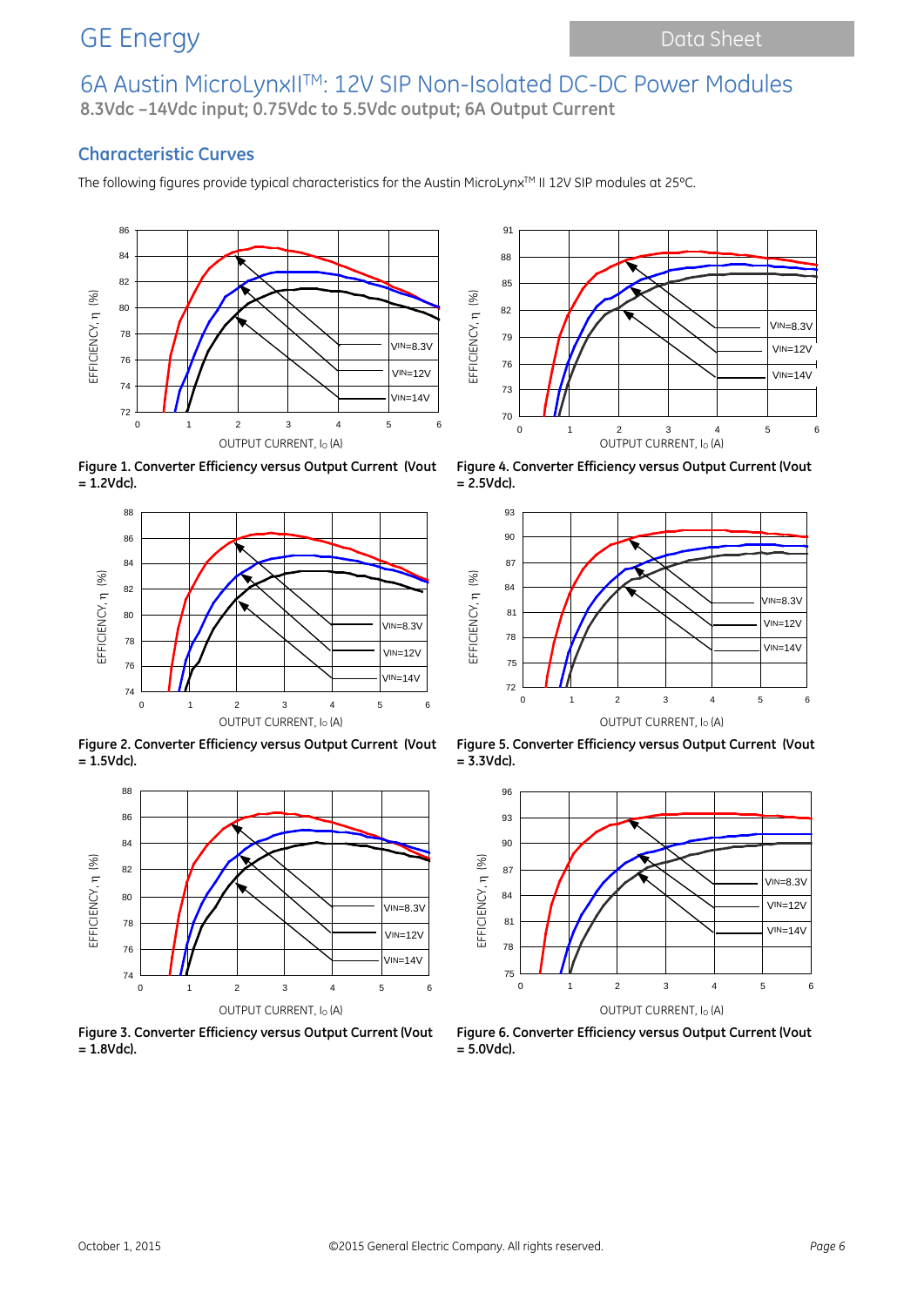## Characteristic Curves

The following figures provide typical characteristics for the Austin MicroLynx™ II 12V SIP modules at 25°C.

**Figure 1. Converter Efficiency versus Output Current (Vout = 1.2Vdc).**

**Figure 4. Converter Efficiency versus Output Current (Vout = 2.5Vdc).**

**Figure 2. Converter Efficiency versus Output Current (Vout = 1.5Vdc).**

**Figure 5. Converter Efficiency versus Output Current (Vout = 3.3Vdc).**

**Figure 3. Converter Efficiency versus Output Current (Vout = 1.8Vdc).**

**Figure 6. Converter Efficiency versus Output Current (Vout = 5.0Vdc).**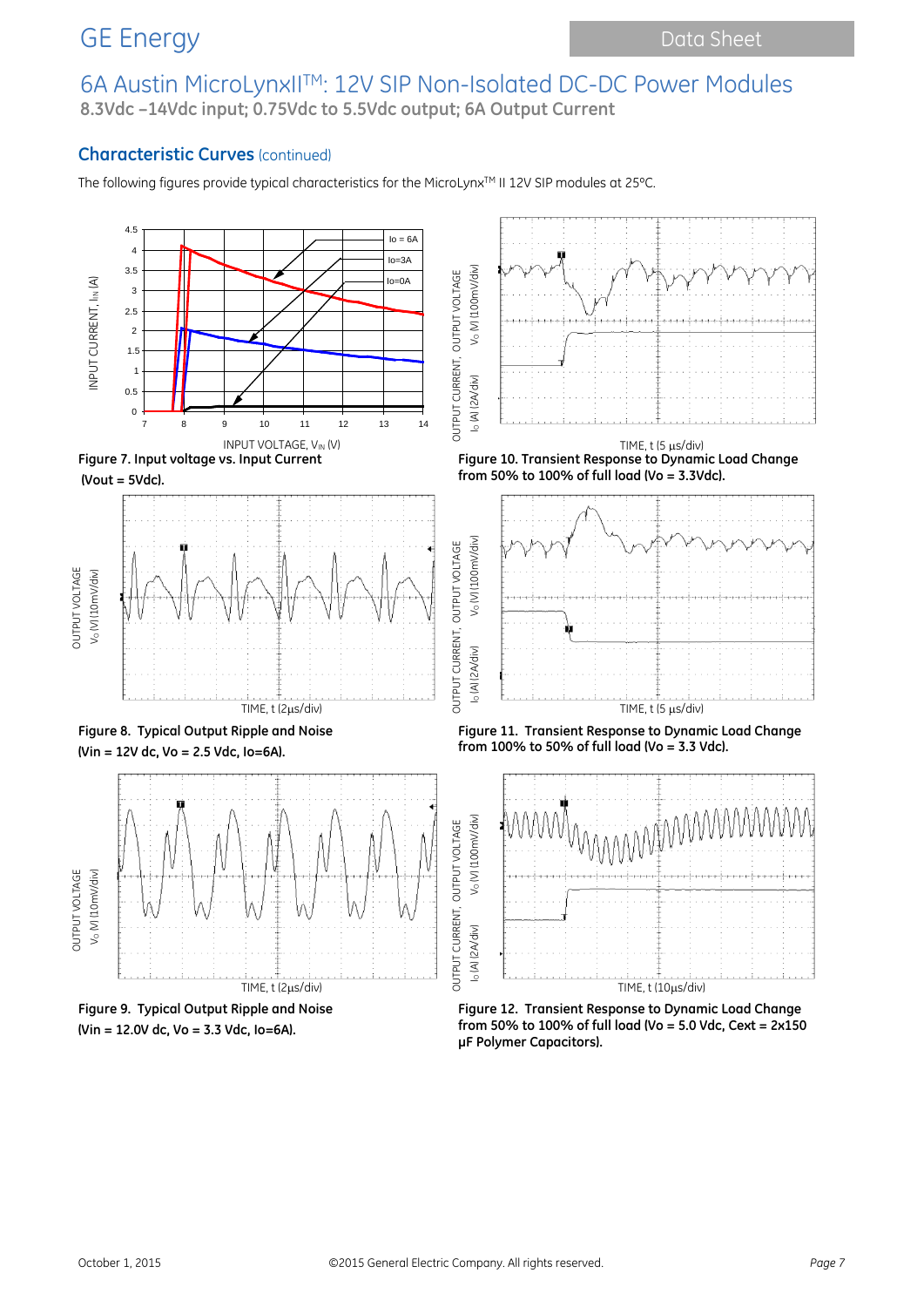## Characteristic Curves (continued)

The following figures provide typical characteristics for the MicroLynx[TM] II 12V SIP modules at 25ºC.

Figure 7. Input voltage vs. Input Current (Vout = 5Vdc).

Figure 10. Transient Response to Dynamic Load Change from 50% to 100% of full load (Vo = 3.3Vdc).

Figure 8. Typical Output Ripple and Noise (Vin = 12V dc, Vo = 2.5 Vdc, Io=6A).

Figure 11. Transient Response to Dynamic Load Change from 100% to 50% of full load (Vo = 3.3 Vdc).

Figure 9. Typical Output Ripple and Noise (Vin = 12.0V dc, Vo = 3.3 Vdc, Io=6A).

Figure 12. Transient Response to Dynamic Load Change from 50% to 100% of full load (Vo = 5.0 Vdc, Cext = 2x150 μF Polymer Capacitors).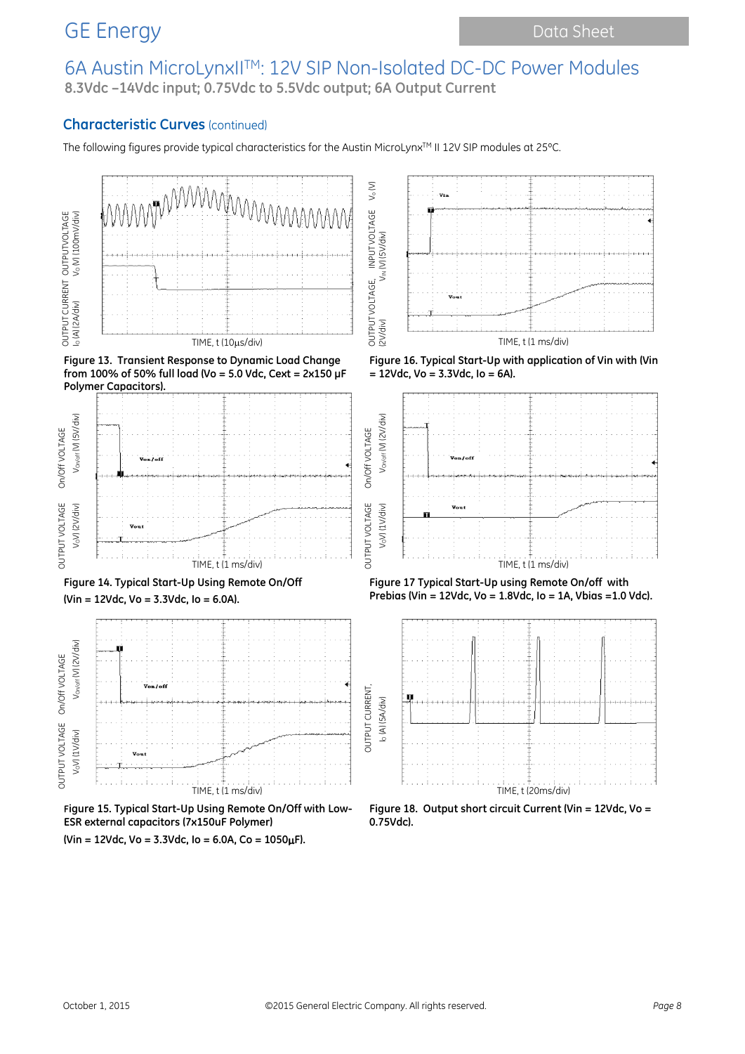## Characteristic Curves (continued)

The following figures provide typical characteristics for the Austin MicroLynx™ II 12V SIP modules at 25°C.

**Figure 13. Transient Response to Dynamic Load Change from 100% of 50% full load (Vo = 5.0 Vdc, Cext = 2x150 μF Polymer Capacitors).**

**Figure 16. Typical Start-Up with application of Vin with (Vin = 12Vdc, Vo = 3.3Vdc, Io = 6A).**

**Figure 14. Typical Start-Up Using Remote On/Off (Vin = 12Vdc, Vo = 3.3Vdc, Io = 6.0A).**

**Figure 17 Typical Start-Up using Remote On/off with Prebias (Vin = 12Vdc, Vo = 1.8Vdc, Io = 1A, Vbias =1.0 Vdc).**

**Figure 15. Typical Start-Up Using Remote On/Off with Low-ESR external capacitors (7x150uF Polymer) (Vin = 12Vdc, Vo = 3.3Vdc, Io = 6.0A, Co = 1050μF).**

**Figure 18. Output short circuit Current (Vin = 12Vdc, Vo = 0.75Vdc).**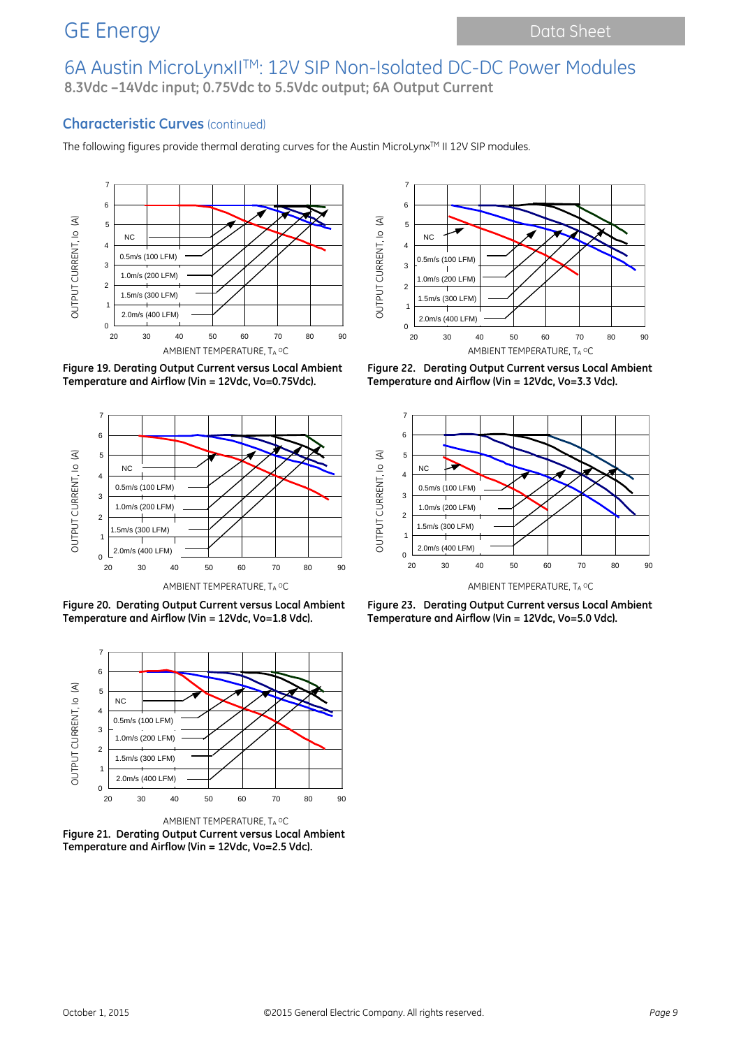## Characteristic Curves (continued)

The following figures provide thermal derating curves for the Austin MicroLynx™ II 12V SIP modules.

**Figure 19. Derating Output Current versus Local Ambient Temperature and Airflow (Vin = 12Vdc, Vo=0.75Vdc).**

**Figure 22. Derating Output Current versus Local Ambient Temperature and Airflow (Vin = 12Vdc, Vo=3.3 Vdc).**

**Figure 20. Derating Output Current versus Local Ambient Temperature and Airflow (Vin = 12Vdc, Vo=1.8 Vdc).**

**Figure 23. Derating Output Current versus Local Ambient Temperature and Airflow (Vin = 12Vdc, Vo=5.0 Vdc).**

**Figure 21. Derating Output Current versus Local Ambient Temperature and Airflow (Vin = 12Vdc, Vo=2.5 Vdc).**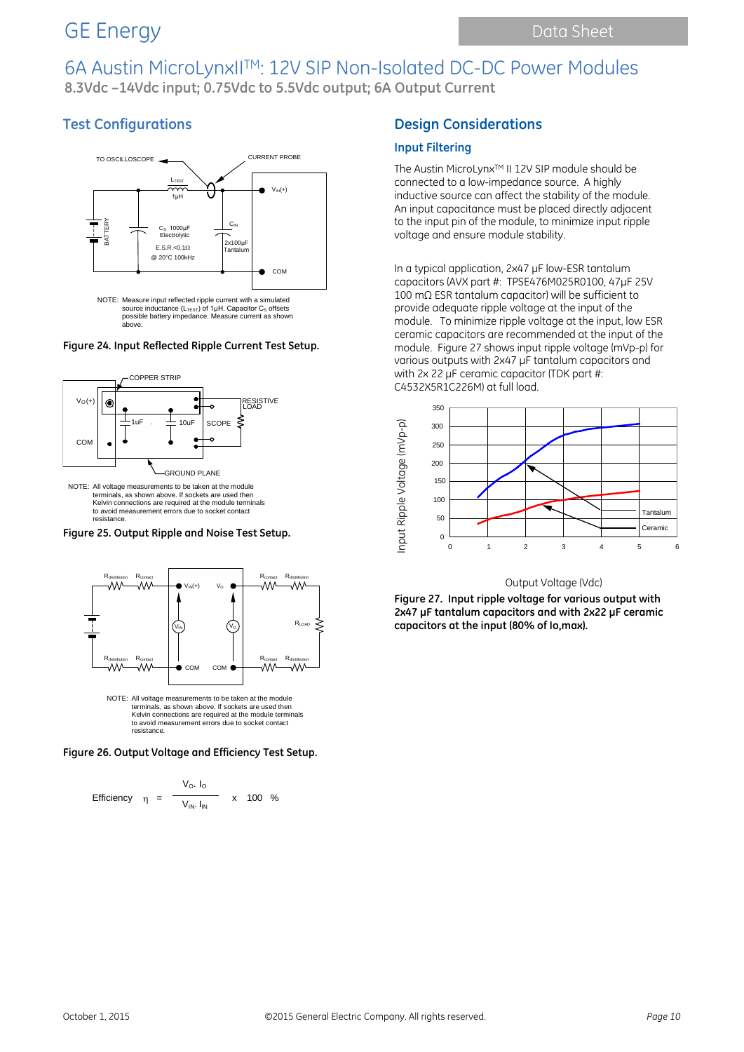## Test Configurations

NOTE: Measure input reflected ripple current with a simulated source inductance ($L_{TEST}$) of 1μH. Capacitor $C_S$ offsets possible battery impedance. Measure current as shown above.

**Figure 24. Input Reflected Ripple Current Test Setup.**

NOTE: All voltage measurements to be taken at the module terminals, as shown above. If sockets are used then Kelvin connections are required at the module terminals to avoid measurement errors due to socket contact resistance.

**Figure 25. Output Ripple and Noise Test Setup.**

NOTE: All voltage measurements to be taken at the module terminals, as shown above. If sockets are used then Kelvin connections are required at the module terminals to avoid measurement errors due to socket contact resistance.

**Figure 26. Output Voltage and Efficiency Test Setup.**

$$\text{Efficiency} \quad \eta = \frac{V_O \cdot I_O}{V_{IN} \cdot I_{IN}} \times 100 \ \%$$

## Design Considerations

### Input Filtering

The Austin MicroLynx™ II 12V SIP module should be connected to a low-impedance source. A highly inductive source can affect the stability of the module. An input capacitance must be placed directly adjacent to the input pin of the module, to minimize input ripple voltage and ensure module stability.

In a typical application, 2x47 µF low-ESR tantalum capacitors (AVX part #: TPSE476M025R0100, 47µF 25V 100 mΩ ESR tantalum capacitor) will be sufficient to provide adequate ripple voltage at the input of the module. To minimize ripple voltage at the input, low ESR ceramic capacitors are recommended at the input of the module. Figure 27 shows input ripple voltage (mVp-p) for various outputs with 2x47 µF tantalum capacitors and with 2x 22 µF ceramic capacitor (TDK part #: C4532X5R1C226M) at full load.

**Figure 27. Input ripple voltage for various output with 2x47 µF tantalum capacitors and with 2x22 µF ceramic capacitors at the input (80% of Io,max).**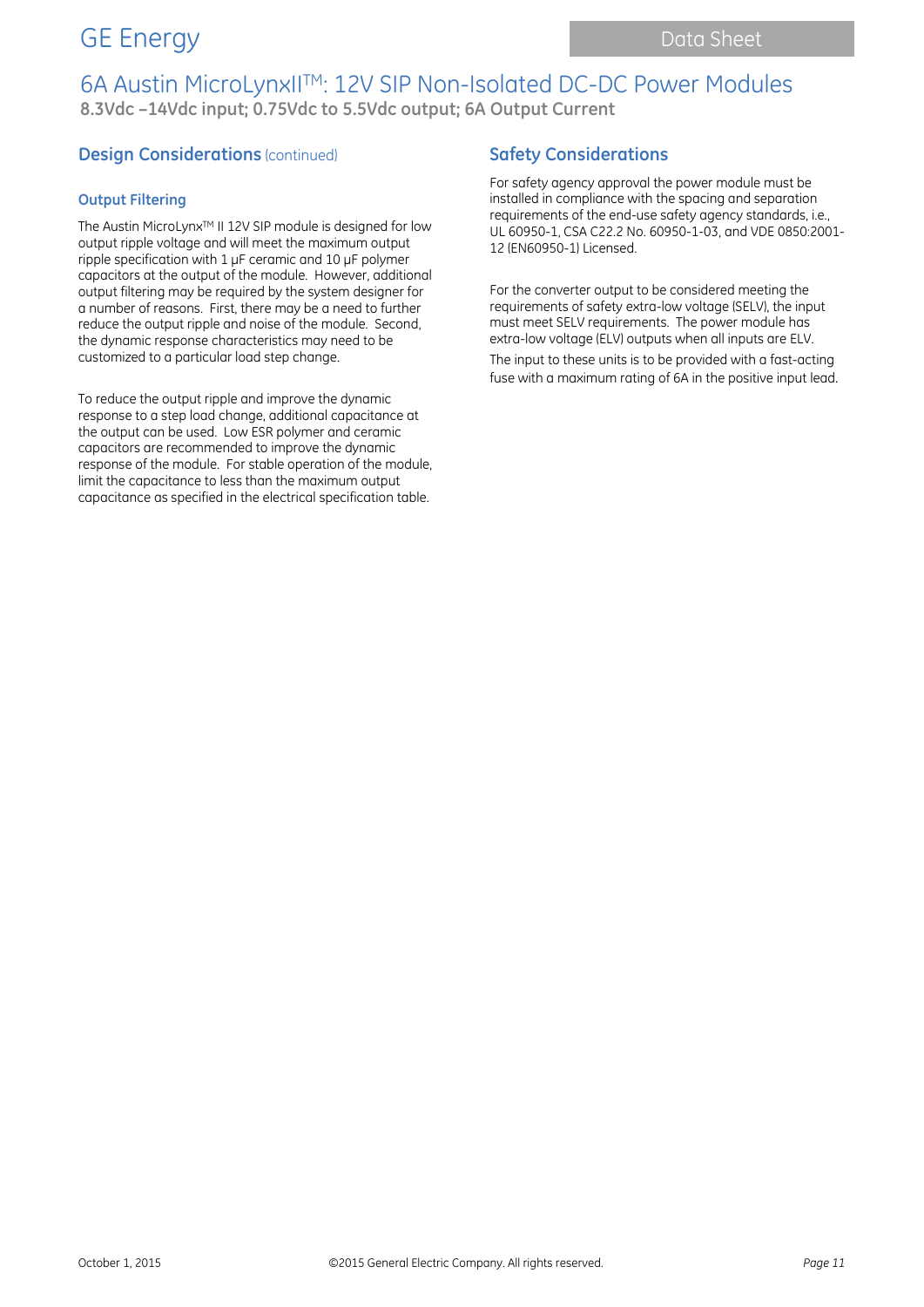## Design Considerations (continued)

### Output Filtering

The Austin MicroLynx™ II 12V SIP module is designed for low output ripple voltage and will meet the maximum output ripple specification with 1 µF ceramic and 10 µF polymer capacitors at the output of the module. However, additional output filtering may be required by the system designer for a number of reasons. First, there may be a need to further reduce the output ripple and noise of the module. Second, the dynamic response characteristics may need to be customized to a particular load step change.

To reduce the output ripple and improve the dynamic response to a step load change, additional capacitance at the output can be used. Low ESR polymer and ceramic capacitors are recommended to improve the dynamic response of the module. For stable operation of the module, limit the capacitance to less than the maximum output capacitance as specified in the electrical specification table.

## Safety Considerations

For safety agency approval the power module must be installed in compliance with the spacing and separation requirements of the end-use safety agency standards, i.e., UL 60950-1, CSA C22.2 No. 60950-1-03, and VDE 0850:2001-12 (EN60950-1) Licensed.

For the converter output to be considered meeting the requirements of safety extra-low voltage (SELV), the input must meet SELV requirements. The power module has extra-low voltage (ELV) outputs when all inputs are ELV.

The input to these units is to be provided with a fast-acting fuse with a maximum rating of 6A in the positive input lead.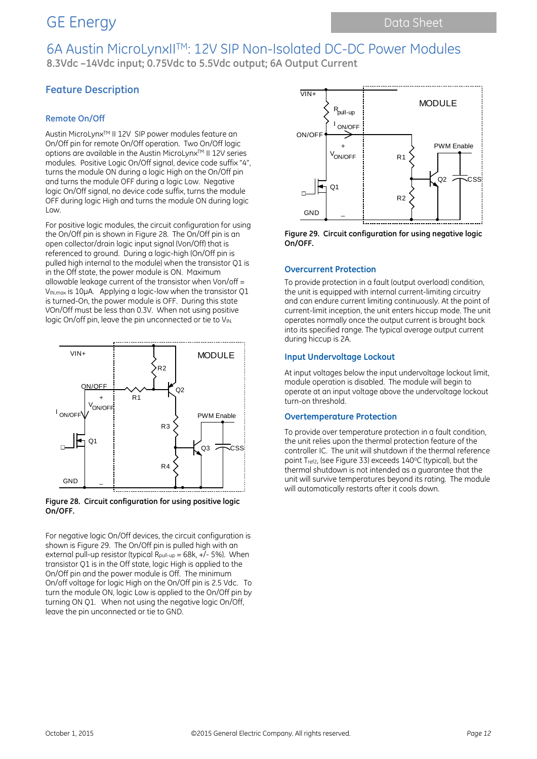# 6A Austin MicroLynxII™: 12V SIP Non-Isolated DC-DC Power Modules

**8.3Vdc –14Vdc input; 0.75Vdc to 5.5Vdc output; 6A Output Current**

## Feature Description

### Remote On/Off

Austin MicroLynx™ II 12V SIP power modules feature an On/Off pin for remote On/Off operation. Two On/Off logic options are available in the Austin MicroLynx™ II 12V series modules. Positive Logic On/Off signal, device code suffix "4", turns the module ON during a logic High on the On/Off pin and turns the module OFF during a logic Low. Negative logic On/Off signal, no device code suffix, turns the module OFF during logic High and turns the module ON during logic Low.

For positive logic modules, the circuit configuration for using the On/Off pin is shown in Figure 28. The On/Off pin is an open collector/drain logic input signal (Von/Off) that is referenced to ground. During a logic-high (On/Off pin is pulled high internal to the module) when the transistor Q1 is in the Off state, the power module is ON. Maximum allowable leakage current of the transistor when Von/off = $V_{IN,max}$ is 10µA. Applying a logic-low when the transistor Q1 is turned-On, the power module is OFF. During this state VOn/Off must be less than 0.3V. When not using positive logic On/off pin, leave the pin unconnected or tie to $V_{IN}$.

**Figure 28. Circuit configuration for using positive logic On/OFF.**

For negative logic On/Off devices, the circuit configuration is shown is Figure 29. The On/Off pin is pulled high with an external pull-up resistor (typical $R_{pull-up}$ = 68k, +/- 5%). When transistor Q1 is in the Off state, logic High is applied to the On/Off pin and the power module is Off. The minimum On/off voltage for logic High on the On/Off pin is 2.5 Vdc. To turn the module ON, logic Low is applied to the On/Off pin by turning ON Q1. When not using the negative logic On/Off, leave the pin unconnected or tie to GND.

**Figure 29. Circuit configuration for using negative logic On/OFF.**

### Overcurrent Protection

To provide protection in a fault (output overload) condition, the unit is equipped with internal current-limiting circuitry and can endure current limiting continuously. At the point of current-limit inception, the unit enters hiccup mode. The unit operates normally once the output current is brought back into its specified range. The typical average output current during hiccup is 2A.

### Input Undervoltage Lockout

At input voltages below the input undervoltage lockout limit, module operation is disabled. The module will begin to operate at an input voltage above the undervoltage lockout turn-on threshold.

### Overtemperature Protection

To provide over temperature protection in a fault condition, the unit relies upon the thermal protection feature of the controller IC. The unit will shutdown if the thermal reference point $T_{ref2}$, (see Figure 33) exceeds 140°C (typical), but the thermal shutdown is not intended as a guarantee that the unit will survive temperatures beyond its rating. The module will automatically restarts after it cools down.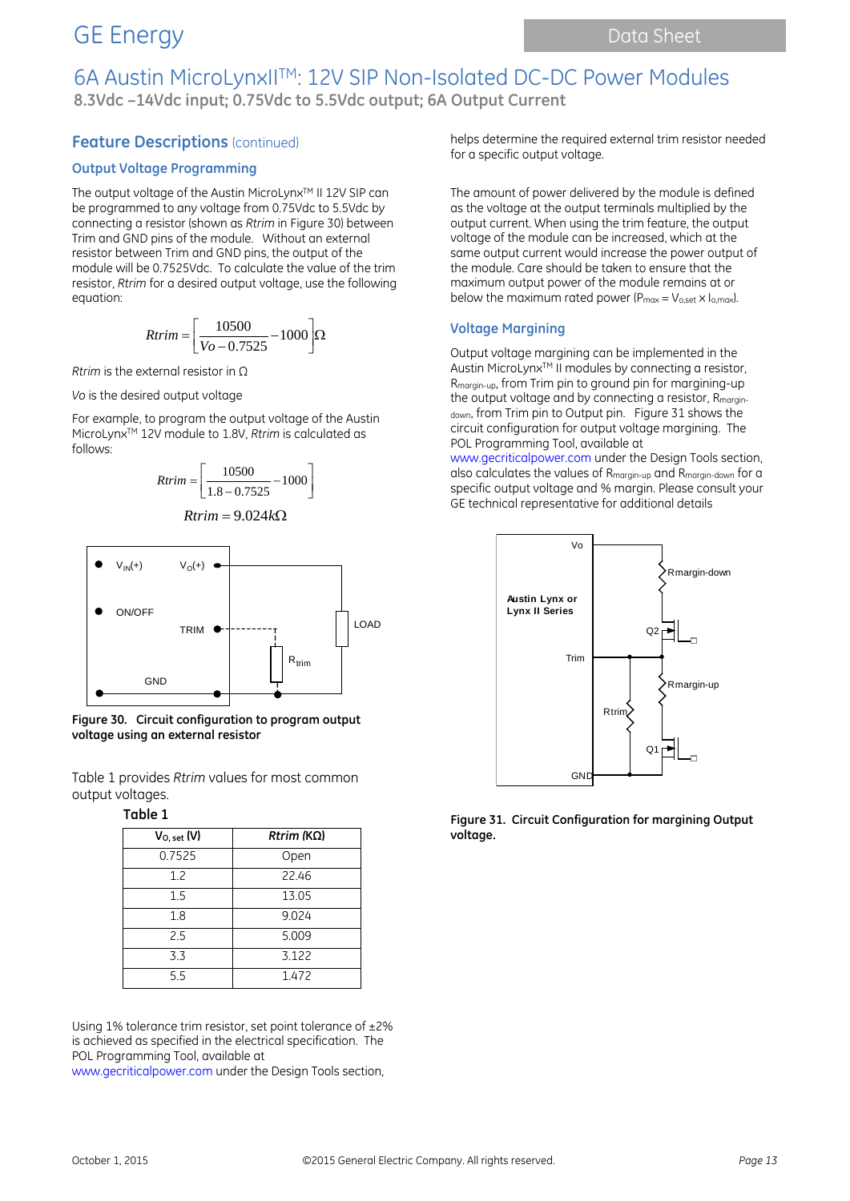## Feature Descriptions (continued)

### Output Voltage Programming

The output voltage of the Austin MicroLynx™ II 12V SIP can be programmed to any voltage from 0.75Vdc to 5.5Vdc by connecting a resistor (shown as *Rtrim* in Figure 30) between Trim and GND pins of the module. Without an external resistor between Trim and GND pins, the output of the module will be 0.7525Vdc. To calculate the value of the trim resistor, *Rtrim* for a desired output voltage, use the following equation:

$$Rtrim = \left[\frac{10500}{Vo - 0.7525} - 1000\right]\Omega$$

*Rtrim* is the external resistor in Ω

*Vo* is the desired output voltage

For example, to program the output voltage of the Austin MicroLynx™ 12V module to 1.8V, *Rtrim* is calculated as follows:

$$Rtrim = \left[\frac{10500}{1.8 - 0.7525} - 1000\right]$$

$$Rtrim = 9.024k\Omega$$

**Figure 30. Circuit configuration to program output voltage using an external resistor**

Table 1 provides *Rtrim* values for most common output voltages.

**Table 1**

| $V_{O, set}$ (V) | *Rtrim* (KΩ) |
|---|---|
| 0.7525 | Open |
| 1.2 | 22.46 |
| 1.5 | 13.05 |
| 1.8 | 9.024 |
| 2.5 | 5.009 |
| 3.3 | 3.122 |
| 5.5 | 1.472 |

Using 1% tolerance trim resistor, set point tolerance of ±2% is achieved as specified in the electrical specification. The POL Programming Tool, available at www.gecriticalpower.com under the Design Tools section, helps determine the required external trim resistor needed for a specific output voltage.

The amount of power delivered by the module is defined as the voltage at the output terminals multiplied by the output current. When using the trim feature, the output voltage of the module can be increased, which at the same output current would increase the power output of the module. Care should be taken to ensure that the maximum output power of the module remains at or below the maximum rated power ($P_{max} = V_{o,set} \times I_{o,max}$).

### Voltage Margining

Output voltage margining can be implemented in the Austin MicroLynx™ II modules by connecting a resistor, $R_{margin\text{-}up}$, from Trim pin to ground pin for margining-up the output voltage and by connecting a resistor, $R_{margin\text{-}down}$, from Trim pin to Output pin. Figure 31 shows the circuit configuration for output voltage margining. The POL Programming Tool, available at www.gecriticalpower.com under the Design Tools section, also calculates the values of $R_{margin\text{-}up}$ and $R_{margin\text{-}down}$ for a specific output voltage and % margin. Please consult your GE technical representative for additional details

**Figure 31. Circuit Configuration for margining Output voltage.**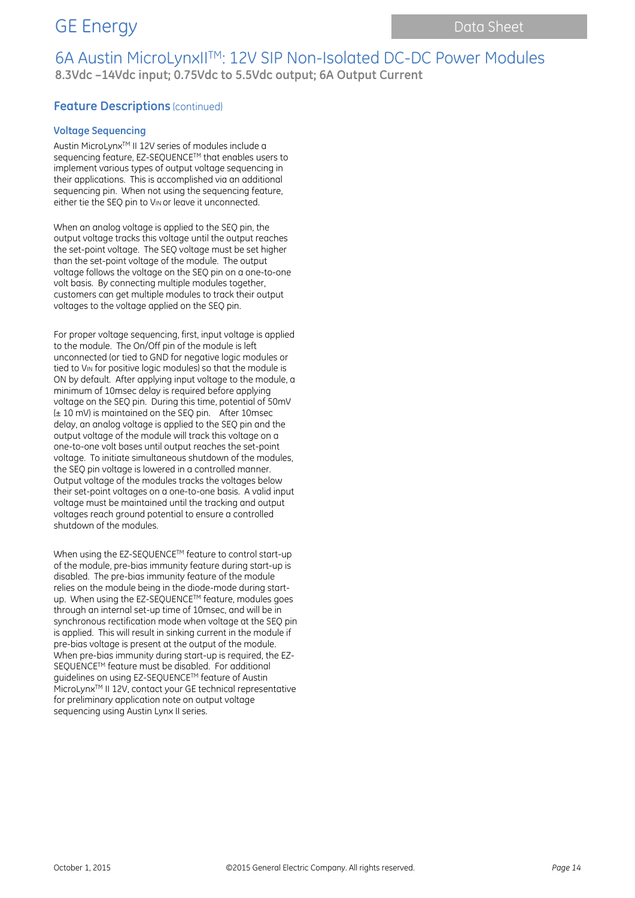## Feature Descriptions (continued)

### Voltage Sequencing

Austin MicroLynx™ II 12V series of modules include a sequencing feature, EZ-SEQUENCE™ that enables users to implement various types of output voltage sequencing in their applications. This is accomplished via an additional sequencing pin. When not using the sequencing feature, either tie the SEQ pin to $V_{IN}$ or leave it unconnected.

When an analog voltage is applied to the SEQ pin, the output voltage tracks this voltage until the output reaches the set-point voltage. The SEQ voltage must be set higher than the set-point voltage of the module. The output voltage follows the voltage on the SEQ pin on a one-to-one volt basis. By connecting multiple modules together, customers can get multiple modules to track their output voltages to the voltage applied on the SEQ pin.

For proper voltage sequencing, first, input voltage is applied to the module. The On/Off pin of the module is left unconnected (or tied to GND for negative logic modules or tied to $V_{IN}$ for positive logic modules) so that the module is ON by default. After applying input voltage to the module, a minimum of 10msec delay is required before applying voltage on the SEQ pin. During this time, potential of 50mV (± 10 mV) is maintained on the SEQ pin. After 10msec delay, an analog voltage is applied to the SEQ pin and the output voltage of the module will track this voltage on a one-to-one volt bases until output reaches the set-point voltage. To initiate simultaneous shutdown of the modules, the SEQ pin voltage is lowered in a controlled manner. Output voltage of the modules tracks the voltages below their set-point voltages on a one-to-one basis. A valid input voltage must be maintained until the tracking and output voltages reach ground potential to ensure a controlled shutdown of the modules.

When using the EZ-SEQUENCE™ feature to control start-up of the module, pre-bias immunity feature during start-up is disabled. The pre-bias immunity feature of the module relies on the module being in the diode-mode during start-up. When using the EZ-SEQUENCE™ feature, modules goes through an internal set-up time of 10msec, and will be in synchronous rectification mode when voltage at the SEQ pin is applied. This will result in sinking current in the module if pre-bias voltage is present at the output of the module. When pre-bias immunity during start-up is required, the EZ-SEQUENCE™ feature must be disabled. For additional guidelines on using EZ-SEQUENCE™ feature of Austin MicroLynx™ II 12V, contact your GE technical representative for preliminary application note on output voltage sequencing using Austin Lynx II series.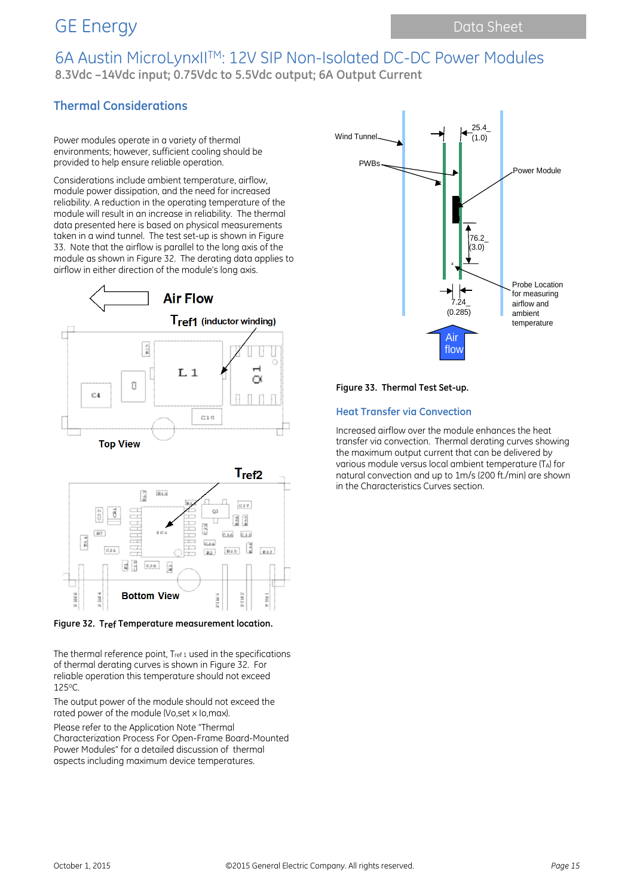# 6A Austin MicroLynxII™: 12V SIP Non-Isolated DC-DC Power Modules

**8.3Vdc –14Vdc input; 0.75Vdc to 5.5Vdc output; 6A Output Current**

## Thermal Considerations

Power modules operate in a variety of thermal environments; however, sufficient cooling should be provided to help ensure reliable operation.

Considerations include ambient temperature, airflow, module power dissipation, and the need for increased reliability. A reduction in the operating temperature of the module will result in an increase in reliability. The thermal data presented here is based on physical measurements taken in a wind tunnel. The test set-up is shown in Figure 33. Note that the airflow is parallel to the long axis of the module as shown in Figure 32. The derating data applies to airflow in either direction of the module's long axis.

**Figure 32.** $T_{ref}$ **Temperature measurement location.**

The thermal reference point, $T_{ref1}$ used in the specifications of thermal derating curves is shown in Figure 32. For reliable operation this temperature should not exceed 125°C.

The output power of the module should not exceed the rated power of the module (Vo,set x Io,max).

Please refer to the Application Note "Thermal Characterization Process For Open-Frame Board-Mounted Power Modules" for a detailed discussion of thermal aspects including maximum device temperatures.

**Figure 33. Thermal Test Set-up.**

### Heat Transfer via Convection

Increased airflow over the module enhances the heat transfer via convection. Thermal derating curves showing the maximum output current that can be delivered by various module versus local ambient temperature ($T_A$) for natural convection and up to 1m/s (200 ft./min) are shown in the Characteristics Curves section.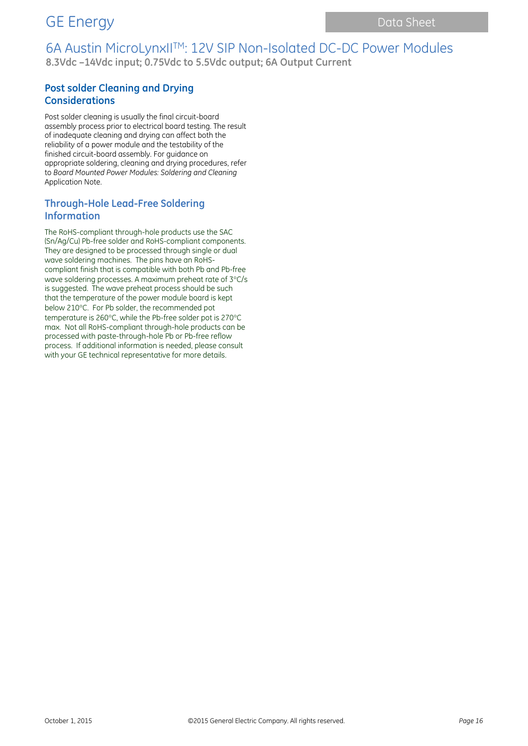## Post solder Cleaning and Drying Considerations

Post solder cleaning is usually the final circuit-board assembly process prior to electrical board testing. The result of inadequate cleaning and drying can affect both the reliability of a power module and the testability of the finished circuit-board assembly. For guidance on appropriate soldering, cleaning and drying procedures, refer to *Board Mounted Power Modules: Soldering and Cleaning* Application Note.

## Through-Hole Lead-Free Soldering Information

The RoHS-compliant through-hole products use the SAC (Sn/Ag/Cu) Pb-free solder and RoHS-compliant components. They are designed to be processed through single or dual wave soldering machines. The pins have an RoHS-compliant finish that is compatible with both Pb and Pb-free wave soldering processes. A maximum preheat rate of 3°C/s is suggested. The wave preheat process should be such that the temperature of the power module board is kept below 210°C. For Pb solder, the recommended pot temperature is 260°C, while the Pb-free solder pot is 270°C max. Not all RoHS-compliant through-hole products can be processed with paste-through-hole Pb or Pb-free reflow process. If additional information is needed, please consult with your GE technical representative for more details.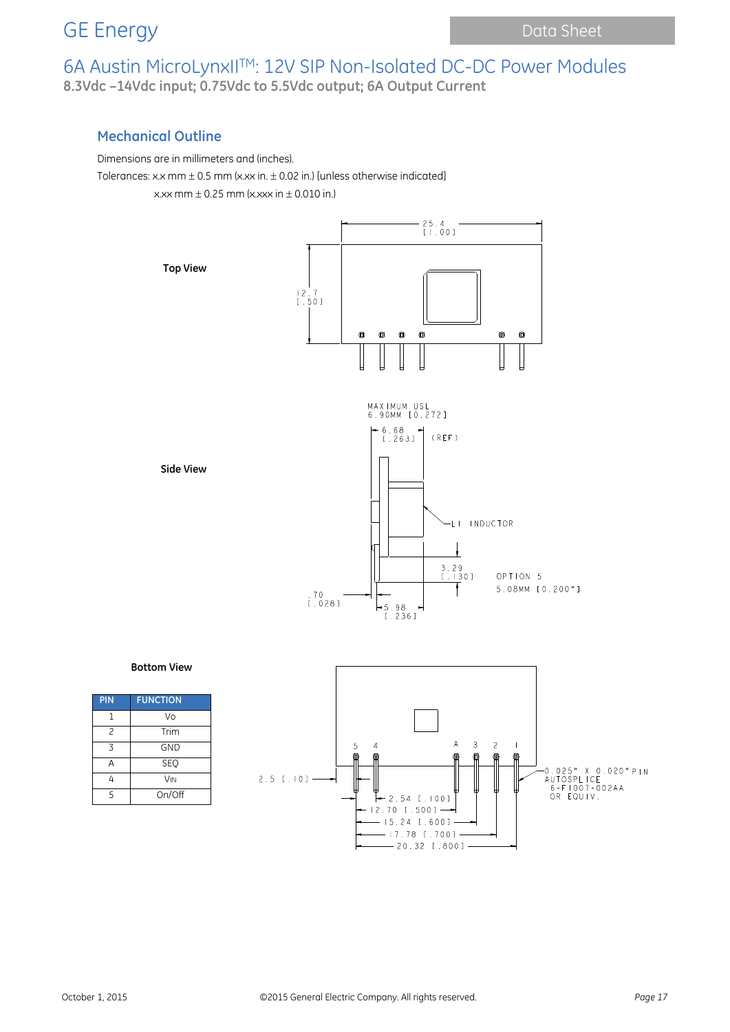## Mechanical Outline

Dimensions are in millimeters and (inches).

Tolerances: x.x mm ± 0.5 mm (x.xx in. ± 0.02 in.) [unless otherwise indicated]

x.xx mm ± 0.25 mm (x.xxx in ± 0.010 in.)

**Top View**

25.4 [1.00]

12.7 [.50]

**Side View**

MAXIMUM USL 6.90MM [0.272]

6.68 [.263] (REF)

L1 INDUCTOR

3.29 [.130]

OPTION 5 5.08MM [0.200"]

.70 [.028]

5.98 [.236]

**Bottom View**

| PIN | FUNCTION |
|---|---|
| 1 | Vo |
| 2 | Trim |
| 3 | GND |
| A | SEQ |
| 4 | VIN |
| 5 | On/Off |

5 4 A 3 2 1

2.5 [.10]

0.025" X 0.020" PIN AUTOSPLICE 6-F1007-002AA OR EQUIV.

2.54 [.100]

12.70 [.500]

15.24 [.600]

17.78 [.700]

20.32 [.800]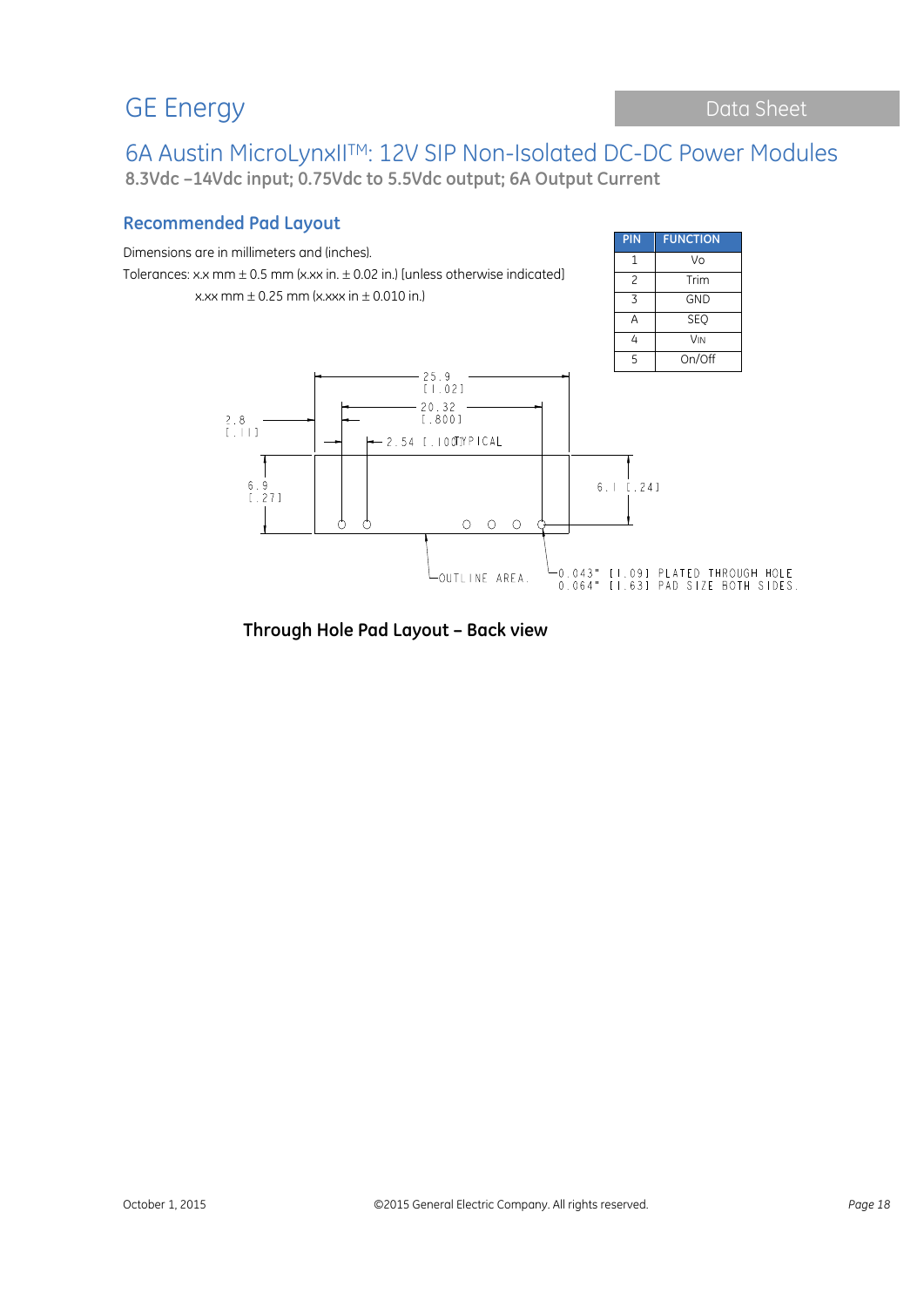GE Energy

# 6A Austin MicroLynxII™: 12V SIP Non-Isolated DC-DC Power Modules

**8.3Vdc –14Vdc input; 0.75Vdc to 5.5Vdc output; 6A Output Current**

## Recommended Pad Layout

Dimensions are in millimeters and (inches).

Tolerances: x.x mm ± 0.5 mm (x.xx in. ± 0.02 in.) [unless otherwise indicated]

x.xx mm ± 0.25 mm (x.xxx in ± 0.010 in.)

| PIN | FUNCTION |
|---|---|
| 1 | Vo |
| 2 | Trim |
| 3 | GND |
| A | SEQ |
| 4 | VIN |
| 5 | On/Off |

25.9 [1.02]

20.32 [.800]

2.8 [.11]

2.54 [.100] TYPICAL

6.9 [.27]

6.1 [.24]

OUTLINE AREA.

0.043" [1.09] PLATED THROUGH HOLE
0.064" [1.63] PAD SIZE BOTH SIDES.

**Through Hole Pad Layout – Back view**

October 1, 2015 ©2015 General Electric Company. All rights reserved.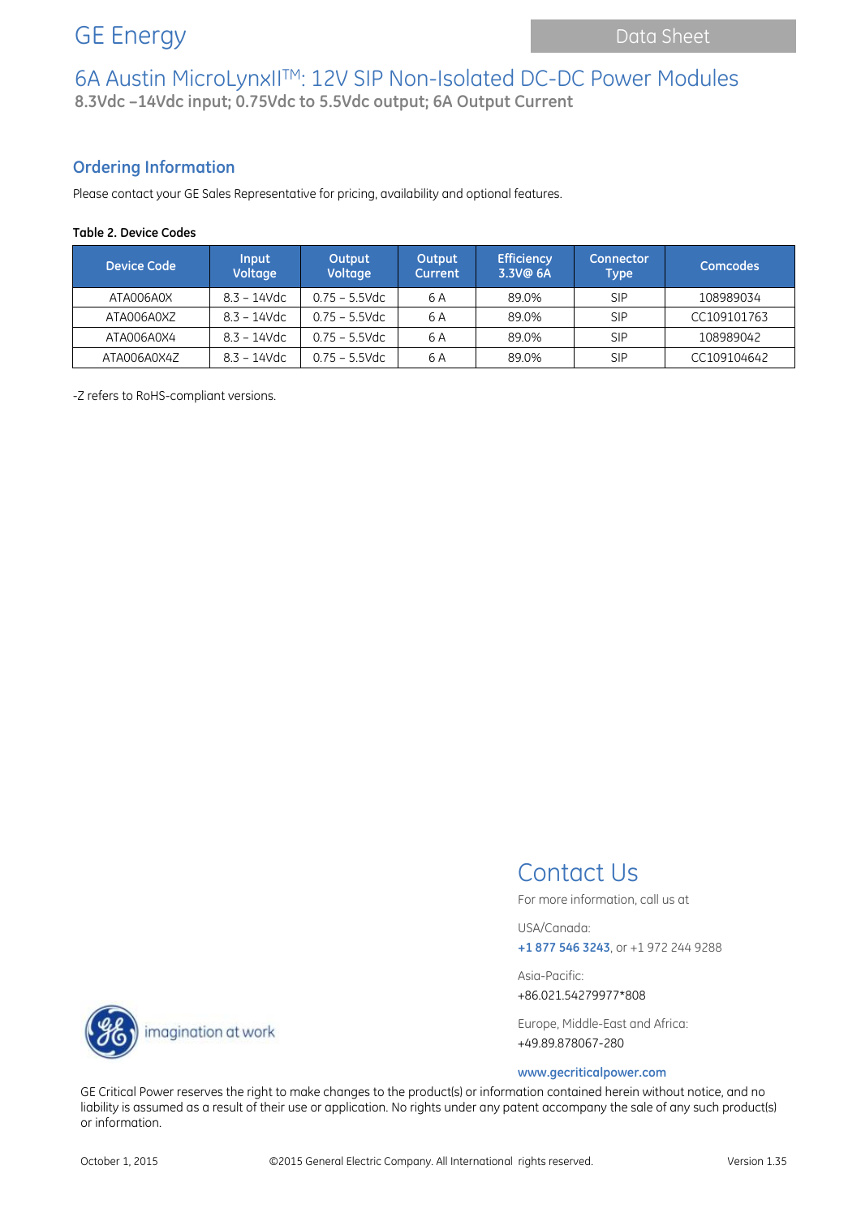# 6A Austin MicroLynxII™: 12V SIP Non-Isolated DC-DC Power Modules

**8.3Vdc –14Vdc input; 0.75Vdc to 5.5Vdc output; 6A Output Current**

## Ordering Information

Please contact your GE Sales Representative for pricing, availability and optional features.

**Table 2. Device Codes**

| Device Code | Input Voltage | Output Voltage | Output Current | Efficiency 3.3V@ 6A | Connector Type | Comcodes |
|---|---|---|---|---|---|---|
| ATA006A0X | 8.3 – 14Vdc | 0.75 – 5.5Vdc | 6 A | 89.0% | SIP | 108989034 |
| ATA006A0XZ | 8.3 – 14Vdc | 0.75 – 5.5Vdc | 6 A | 89.0% | SIP | CC109101763 |
| ATA006A0X4 | 8.3 – 14Vdc | 0.75 – 5.5Vdc | 6 A | 89.0% | SIP | 108989042 |
| ATA006A0X4Z | 8.3 – 14Vdc | 0.75 – 5.5Vdc | 6 A | 89.0% | SIP | CC109104642 |

-Z refers to RoHS-compliant versions.

## Contact Us

For more information, call us at

USA/Canada:
**+1 877 546 3243**, or +1 972 244 9288

Asia-Pacific:
+86.021.54279977*808

Europe, Middle-East and Africa:
+49.89.878067-280

**www.gecriticalpower.com**

imagination at work

GE Critical Power reserves the right to make changes to the product(s) or information contained herein without notice, and no liability is assumed as a result of their use or application. No rights under any patent accompany the sale of any such product(s) or information.

October 1, 2015 ©2015 General Electric Company. All International rights reserved. Version 1.35